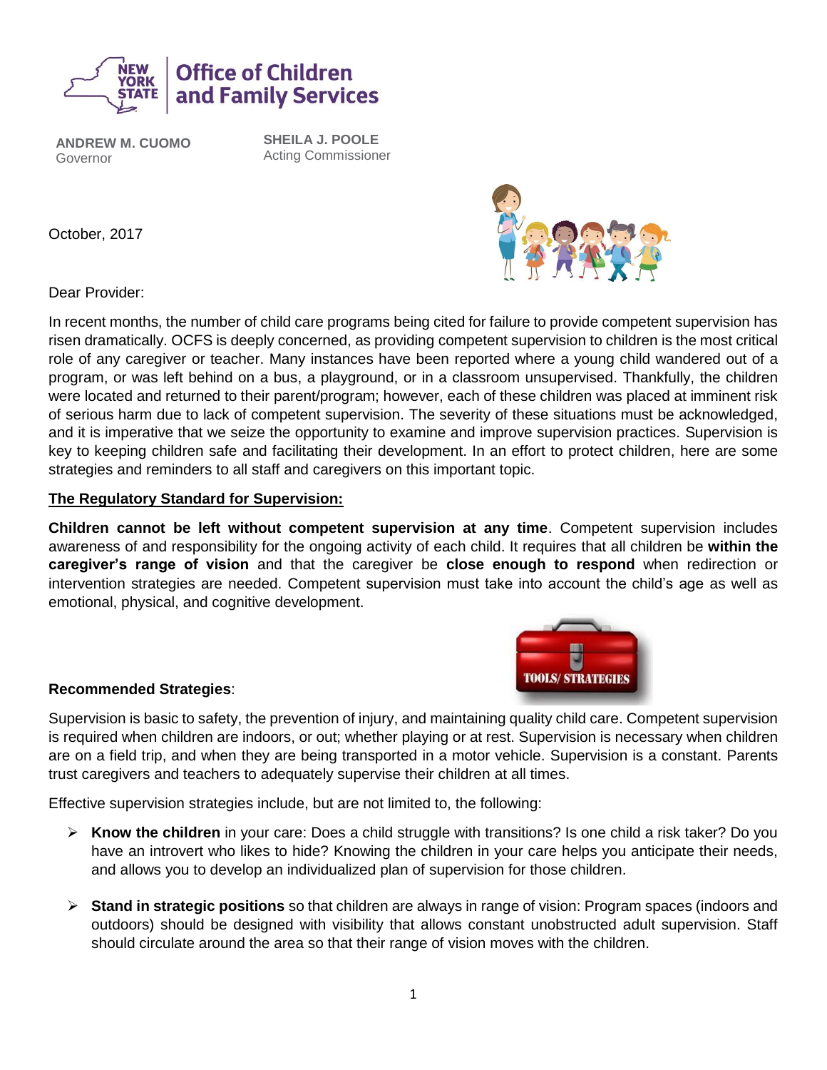**New York State Office of Children and Family Services**

**ANDREW M. CUOMO**
Governor

**SHEILA J. POOLE**
Acting Commissioner

October, 2017

Dear Provider:

In recent months, the number of child care programs being cited for failure to provide competent supervision has risen dramatically. OCFS is deeply concerned, as providing competent supervision to children is the most critical role of any caregiver or teacher. Many instances have been reported where a young child wandered out of a program, or was left behind on a bus, a playground, or in a classroom unsupervised. Thankfully, the children were located and returned to their parent/program; however, each of these children was placed at imminent risk of serious harm due to lack of competent supervision. The severity of these situations must be acknowledged, and it is imperative that we seize the opportunity to examine and improve supervision practices. Supervision is key to keeping children safe and facilitating their development. In an effort to protect children, here are some strategies and reminders to all staff and caregivers on this important topic.

**<u>The Regulatory Standard for Supervision:</u>**

**Children cannot be left without competent supervision at any time**. Competent supervision includes awareness of and responsibility for the ongoing activity of each child. It requires that all children be **within the caregiver's range of vision** and that the caregiver be **close enough to respond** when redirection or intervention strategies are needed. Competent supervision must take into account the child's age as well as emotional, physical, and cognitive development.

**Recommended Strategies**:

Supervision is basic to safety, the prevention of injury, and maintaining quality child care. Competent supervision is required when children are indoors, or out; whether playing or at rest. Supervision is necessary when children are on a field trip, and when they are being transported in a motor vehicle. Supervision is a constant. Parents trust caregivers and teachers to adequately supervise their children at all times.

Effective supervision strategies include, but are not limited to, the following:

- **Know the children** in your care: Does a child struggle with transitions? Is one child a risk taker? Do you have an introvert who likes to hide? Knowing the children in your care helps you anticipate their needs, and allows you to develop an individualized plan of supervision for those children.

- **Stand in strategic positions** so that children are always in range of vision: Program spaces (indoors and outdoors) should be designed with visibility that allows constant unobstructed adult supervision. Staff should circulate around the area so that their range of vision moves with the children.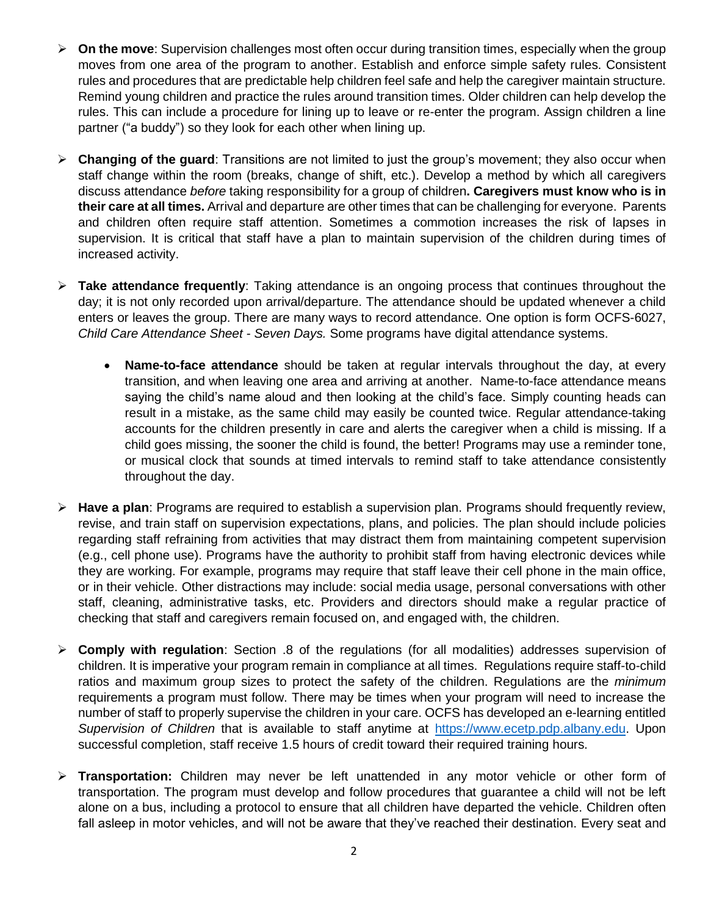- **On the move**: Supervision challenges most often occur during transition times, especially when the group moves from one area of the program to another. Establish and enforce simple safety rules. Consistent rules and procedures that are predictable help children feel safe and help the caregiver maintain structure. Remind young children and practice the rules around transition times. Older children can help develop the rules. This can include a procedure for lining up to leave or re-enter the program. Assign children a line partner ("a buddy") so they look for each other when lining up.

- **Changing of the guard**: Transitions are not limited to just the group's movement; they also occur when staff change within the room (breaks, change of shift, etc.). Develop a method by which all caregivers discuss attendance *before* taking responsibility for a group of children**. Caregivers must know who is in their care at all times.** Arrival and departure are other times that can be challenging for everyone. Parents and children often require staff attention. Sometimes a commotion increases the risk of lapses in supervision. It is critical that staff have a plan to maintain supervision of the children during times of increased activity.

- **Take attendance frequently**: Taking attendance is an ongoing process that continues throughout the day; it is not only recorded upon arrival/departure. The attendance should be updated whenever a child enters or leaves the group. There are many ways to record attendance. One option is form OCFS-6027, *Child Care Attendance Sheet - Seven Days.* Some programs have digital attendance systems.

  - **Name-to-face attendance** should be taken at regular intervals throughout the day, at every transition, and when leaving one area and arriving at another. Name-to-face attendance means saying the child's name aloud and then looking at the child's face. Simply counting heads can result in a mistake, as the same child may easily be counted twice. Regular attendance-taking accounts for the children presently in care and alerts the caregiver when a child is missing. If a child goes missing, the sooner the child is found, the better! Programs may use a reminder tone, or musical clock that sounds at timed intervals to remind staff to take attendance consistently throughout the day.

- **Have a plan**: Programs are required to establish a supervision plan. Programs should frequently review, revise, and train staff on supervision expectations, plans, and policies. The plan should include policies regarding staff refraining from activities that may distract them from maintaining competent supervision (e.g., cell phone use). Programs have the authority to prohibit staff from having electronic devices while they are working. For example, programs may require that staff leave their cell phone in the main office, or in their vehicle. Other distractions may include: social media usage, personal conversations with other staff, cleaning, administrative tasks, etc. Providers and directors should make a regular practice of checking that staff and caregivers remain focused on, and engaged with, the children.

- **Comply with regulation**: Section .8 of the regulations (for all modalities) addresses supervision of children. It is imperative your program remain in compliance at all times. Regulations require staff-to-child ratios and maximum group sizes to protect the safety of the children. Regulations are the *minimum* requirements a program must follow. There may be times when your program will need to increase the number of staff to properly supervise the children in your care. OCFS has developed an e-learning entitled *Supervision of Children* that is available to staff anytime at https://www.ecetp.pdp.albany.edu. Upon successful completion, staff receive 1.5 hours of credit toward their required training hours.

- **Transportation:** Children may never be left unattended in any motor vehicle or other form of transportation. The program must develop and follow procedures that guarantee a child will not be left alone on a bus, including a protocol to ensure that all children have departed the vehicle. Children often fall asleep in motor vehicles, and will not be aware that they've reached their destination. Every seat and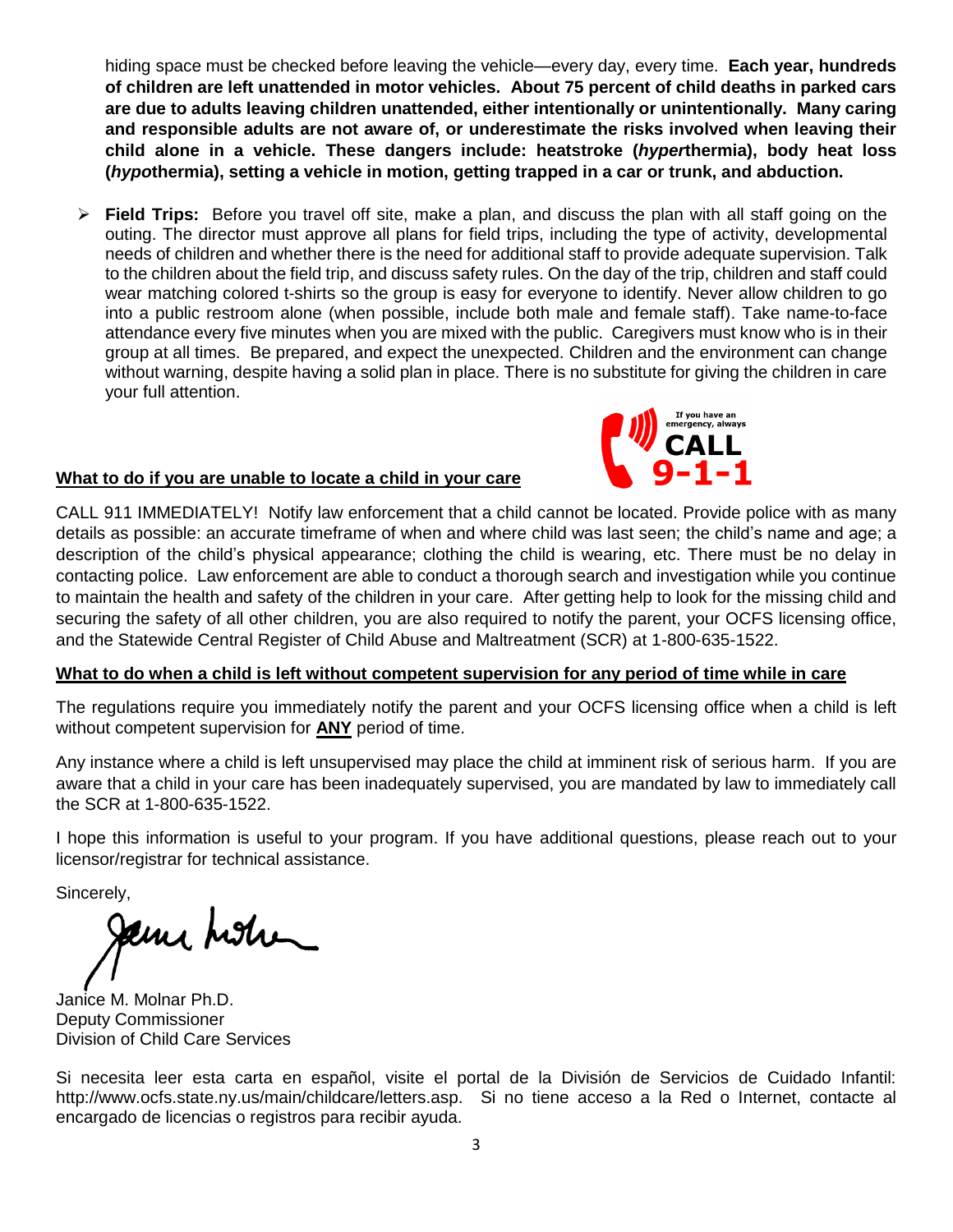hiding space must be checked before leaving the vehicle—every day, every time. **Each year, hundreds of children are left unattended in motor vehicles. About 75 percent of child deaths in parked cars are due to adults leaving children unattended, either intentionally or unintentionally. Many caring and responsible adults are not aware of, or underestimate the risks involved when leaving their child alone in a vehicle. These dangers include: heatstroke (*hyper*thermia), body heat loss (*hypo*thermia), setting a vehicle in motion, getting trapped in a car or trunk, and abduction.**

- **Field Trips:** Before you travel off site, make a plan, and discuss the plan with all staff going on the outing. The director must approve all plans for field trips, including the type of activity, developmental needs of children and whether there is the need for additional staff to provide adequate supervision. Talk to the children about the field trip, and discuss safety rules. On the day of the trip, children and staff could wear matching colored t-shirts so the group is easy for everyone to identify. Never allow children to go into a public restroom alone (when possible, include both male and female staff). Take name-to-face attendance every five minutes when you are mixed with the public. Caregivers must know who is in their group at all times. Be prepared, and expect the unexpected. Children and the environment can change without warning, despite having a solid plan in place. There is no substitute for giving the children in care your full attention.

If you have an emergency, always CALL 9-1-1

**<u>What to do if you are unable to locate a child in your care</u>**

CALL 911 IMMEDIATELY! Notify law enforcement that a child cannot be located. Provide police with as many details as possible: an accurate timeframe of when and where child was last seen; the child's name and age; a description of the child's physical appearance; clothing the child is wearing, etc. There must be no delay in contacting police. Law enforcement are able to conduct a thorough search and investigation while you continue to maintain the health and safety of the children in your care. After getting help to look for the missing child and securing the safety of all other children, you are also required to notify the parent, your OCFS licensing office, and the Statewide Central Register of Child Abuse and Maltreatment (SCR) at 1-800-635-1522.

**<u>What to do when a child is left without competent supervision for any period of time while in care</u>**

The regulations require you immediately notify the parent and your OCFS licensing office when a child is left without competent supervision for **<u>ANY</u>** period of time.

Any instance where a child is left unsupervised may place the child at imminent risk of serious harm. If you are aware that a child in your care has been inadequately supervised, you are mandated by law to immediately call the SCR at 1-800-635-1522.

I hope this information is useful to your program. If you have additional questions, please reach out to your licensor/registrar for technical assistance.

Sincerely,

Janice M. Molnar Ph.D.
Deputy Commissioner
Division of Child Care Services

Si necesita leer esta carta en español, visite el portal de la División de Servicios de Cuidado Infantil: http://www.ocfs.state.ny.us/main/childcare/letters.asp. Si no tiene acceso a la Red o Internet, contacte al encargado de licencias o registros para recibir ayuda.